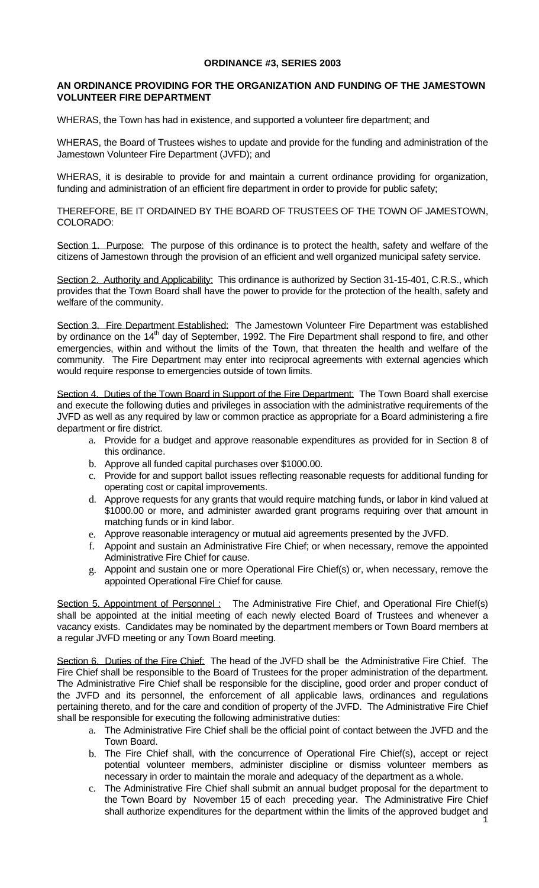**ORDINANCE #3, SERIES 2003**

**AN ORDINANCE PROVIDING FOR THE ORGANIZATION AND FUNDING OF THE JAMESTOWN VOLUNTEER FIRE DEPARTMENT**

WHERAS, the Town has had in existence, and supported a volunteer fire department; and

WHERAS, the Board of Trustees wishes to update and provide for the funding and administration of the Jamestown Volunteer Fire Department (JVFD); and

WHERAS, it is desirable to provide for and maintain a current ordinance providing for organization, funding and administration of an efficient fire department in order to provide for public safety;

THEREFORE, BE IT ORDAINED BY THE BOARD OF TRUSTEES OF THE TOWN OF JAMESTOWN, COLORADO:

Section 1. Purpose: The purpose of this ordinance is to protect the health, safety and welfare of the citizens of Jamestown through the provision of an efficient and well organized municipal safety service.

Section 2. Authority and Applicability: This ordinance is authorized by Section 31-15-401, C.R.S., which provides that the Town Board shall have the power to provide for the protection of the health, safety and welfare of the community.

Section 3. Fire Department Established: The Jamestown Volunteer Fire Department was established by ordinance on the 14th day of September, 1992. The Fire Department shall respond to fire, and other emergencies, within and without the limits of the Town, that threaten the health and welfare of the community. The Fire Department may enter into reciprocal agreements with external agencies which would require response to emergencies outside of town limits.

Section 4. Duties of the Town Board in Support of the Fire Department: The Town Board shall exercise and execute the following duties and privileges in association with the administrative requirements of the JVFD as well as any required by law or common practice as appropriate for a Board administering a fire department or fire district.

a. Provide for a budget and approve reasonable expenditures as provided for in Section 8 of this ordinance.
b. Approve all funded capital purchases over $1000.00.
c. Provide for and support ballot issues reflecting reasonable requests for additional funding for operating cost or capital improvements.
d. Approve requests for any grants that would require matching funds, or labor in kind valued at $1000.00 or more, and administer awarded grant programs requiring over that amount in matching funds or in kind labor.
e. Approve reasonable interagency or mutual aid agreements presented by the JVFD.
f. Appoint and sustain an Administrative Fire Chief; or when necessary, remove the appointed Administrative Fire Chief for cause.
g. Appoint and sustain one or more Operational Fire Chief(s) or, when necessary, remove the appointed Operational Fire Chief for cause.

Section 5. Appointment of Personnel : The Administrative Fire Chief, and Operational Fire Chief(s) shall be appointed at the initial meeting of each newly elected Board of Trustees and whenever a vacancy exists. Candidates may be nominated by the department members or Town Board members at a regular JVFD meeting or any Town Board meeting.

Section 6. Duties of the Fire Chief: The head of the JVFD shall be the Administrative Fire Chief. The Fire Chief shall be responsible to the Board of Trustees for the proper administration of the department. The Administrative Fire Chief shall be responsible for the discipline, good order and proper conduct of the JVFD and its personnel, the enforcement of all applicable laws, ordinances and regulations pertaining thereto, and for the care and condition of property of the JVFD. The Administrative Fire Chief shall be responsible for executing the following administrative duties:

a. The Administrative Fire Chief shall be the official point of contact between the JVFD and the Town Board.
b. The Fire Chief shall, with the concurrence of Operational Fire Chief(s), accept or reject potential volunteer members, administer discipline or dismiss volunteer members as necessary in order to maintain the morale and adequacy of the department as a whole.
c. The Administrative Fire Chief shall submit an annual budget proposal for the department to the Town Board by November 15 of each preceding year. The Administrative Fire Chief shall authorize expenditures for the department within the limits of the approved budget and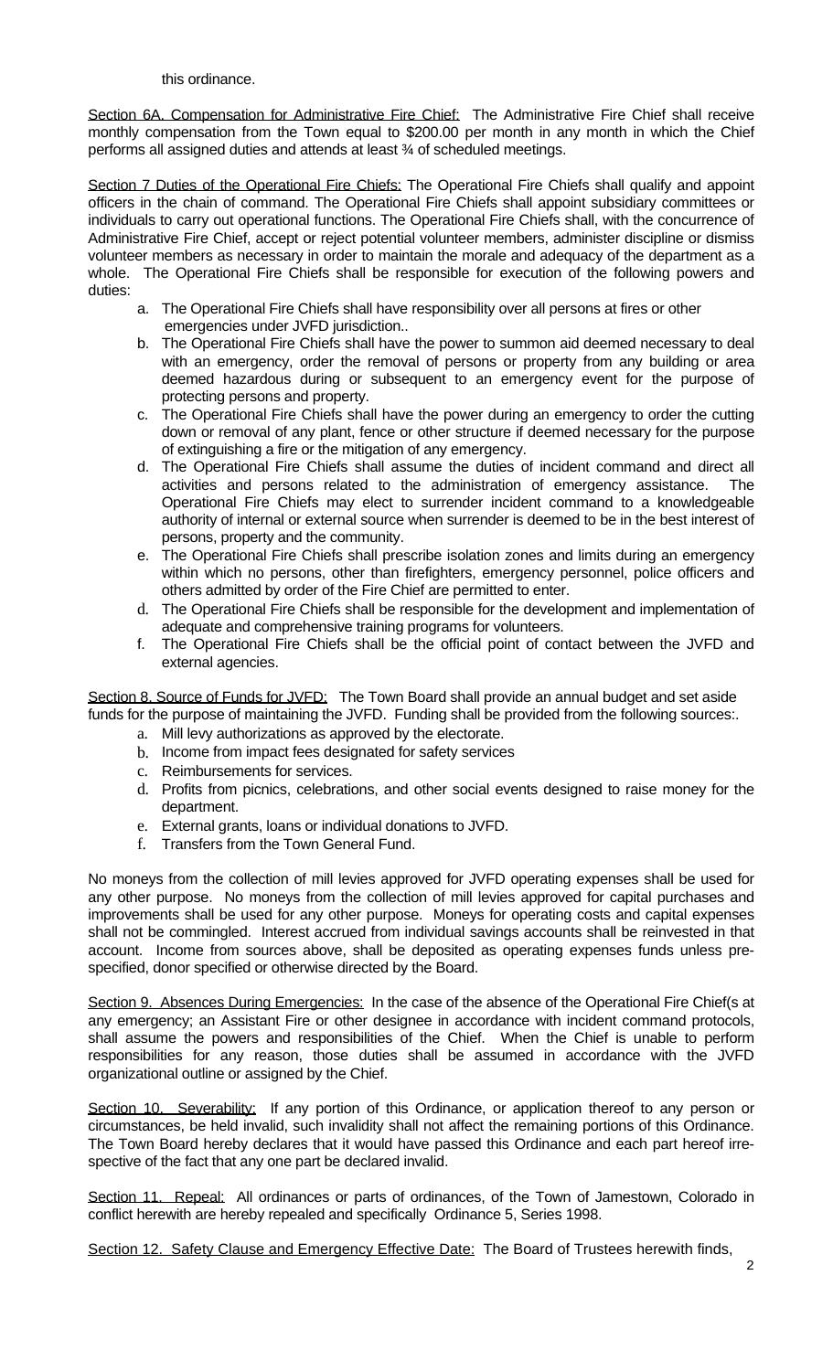this ordinance.

Section 6A. Compensation for Administrative Fire Chief: The Administrative Fire Chief shall receive monthly compensation from the Town equal to $200.00 per month in any month in which the Chief performs all assigned duties and attends at least ¾ of scheduled meetings.

Section 7 Duties of the Operational Fire Chiefs: The Operational Fire Chiefs shall qualify and appoint officers in the chain of command. The Operational Fire Chiefs shall appoint subsidiary committees or individuals to carry out operational functions. The Operational Fire Chiefs shall, with the concurrence of Administrative Fire Chief, accept or reject potential volunteer members, administer discipline or dismiss volunteer members as necessary in order to maintain the morale and adequacy of the department as a whole. The Operational Fire Chiefs shall be responsible for execution of the following powers and duties:

a. The Operational Fire Chiefs shall have responsibility over all persons at fires or other emergencies under JVFD jurisdiction..
b. The Operational Fire Chiefs shall have the power to summon aid deemed necessary to deal with an emergency, order the removal of persons or property from any building or area deemed hazardous during or subsequent to an emergency event for the purpose of protecting persons and property.
c. The Operational Fire Chiefs shall have the power during an emergency to order the cutting down or removal of any plant, fence or other structure if deemed necessary for the purpose of extinguishing a fire or the mitigation of any emergency.
d. The Operational Fire Chiefs shall assume the duties of incident command and direct all activities and persons related to the administration of emergency assistance. The Operational Fire Chiefs may elect to surrender incident command to a knowledgeable authority of internal or external source when surrender is deemed to be in the best interest of persons, property and the community.
e. The Operational Fire Chiefs shall prescribe isolation zones and limits during an emergency within which no persons, other than firefighters, emergency personnel, police officers and others admitted by order of the Fire Chief are permitted to enter.
d. The Operational Fire Chiefs shall be responsible for the development and implementation of adequate and comprehensive training programs for volunteers.
f. The Operational Fire Chiefs shall be the official point of contact between the JVFD and external agencies.

Section 8. Source of Funds for JVFD: The Town Board shall provide an annual budget and set aside funds for the purpose of maintaining the JVFD. Funding shall be provided from the following sources:.

a. Mill levy authorizations as approved by the electorate.
b. Income from impact fees designated for safety services
c. Reimbursements for services.
d. Profits from picnics, celebrations, and other social events designed to raise money for the department.
e. External grants, loans or individual donations to JVFD.
f. Transfers from the Town General Fund.

No moneys from the collection of mill levies approved for JVFD operating expenses shall be used for any other purpose. No moneys from the collection of mill levies approved for capital purchases and improvements shall be used for any other purpose. Moneys for operating costs and capital expenses shall not be commingled. Interest accrued from individual savings accounts shall be reinvested in that account. Income from sources above, shall be deposited as operating expenses funds unless pre-specified, donor specified or otherwise directed by the Board.

Section 9. Absences During Emergencies: In the case of the absence of the Operational Fire Chief(s at any emergency; an Assistant Fire or other designee in accordance with incident command protocols, shall assume the powers and responsibilities of the Chief. When the Chief is unable to perform responsibilities for any reason, those duties shall be assumed in accordance with the JVFD organizational outline or assigned by the Chief.

Section 10. Severability: If any portion of this Ordinance, or application thereof to any person or circumstances, be held invalid, such invalidity shall not affect the remaining portions of this Ordinance. The Town Board hereby declares that it would have passed this Ordinance and each part hereof irre-spective of the fact that any one part be declared invalid.

Section 11. Repeal: All ordinances or parts of ordinances, of the Town of Jamestown, Colorado in conflict herewith are hereby repealed and specifically Ordinance 5, Series 1998.

Section 12. Safety Clause and Emergency Effective Date: The Board of Trustees herewith finds,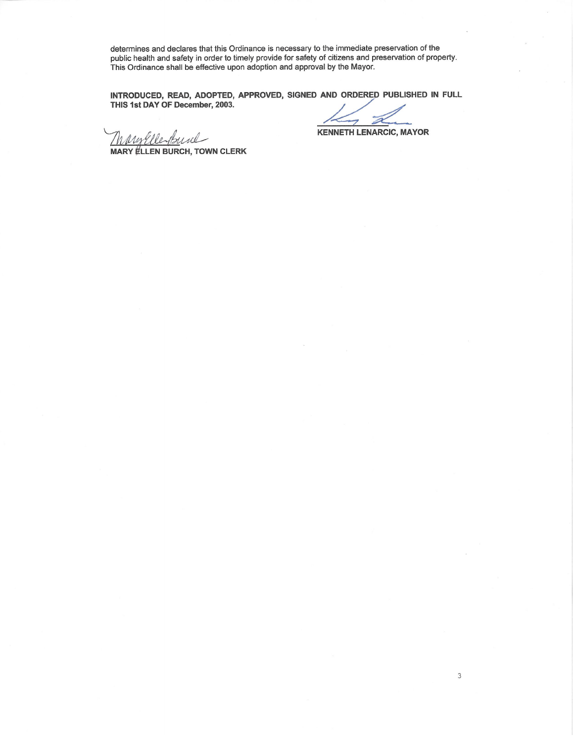determines and declares that this Ordinance is necessary to the immediate preservation of the public health and safety in order to timely provide for safety of citizens and preservation of property. This Ordinance shall be effective upon adoption and approval by the Mayor.

**INTRODUCED, READ, ADOPTED, APPROVED, SIGNED AND ORDERED PUBLISHED IN FULL THIS 1st DAY OF December, 2003.**

**KENNETH LENARCIC, MAYOR**

**MARY ELLEN BURCH, TOWN CLERK**